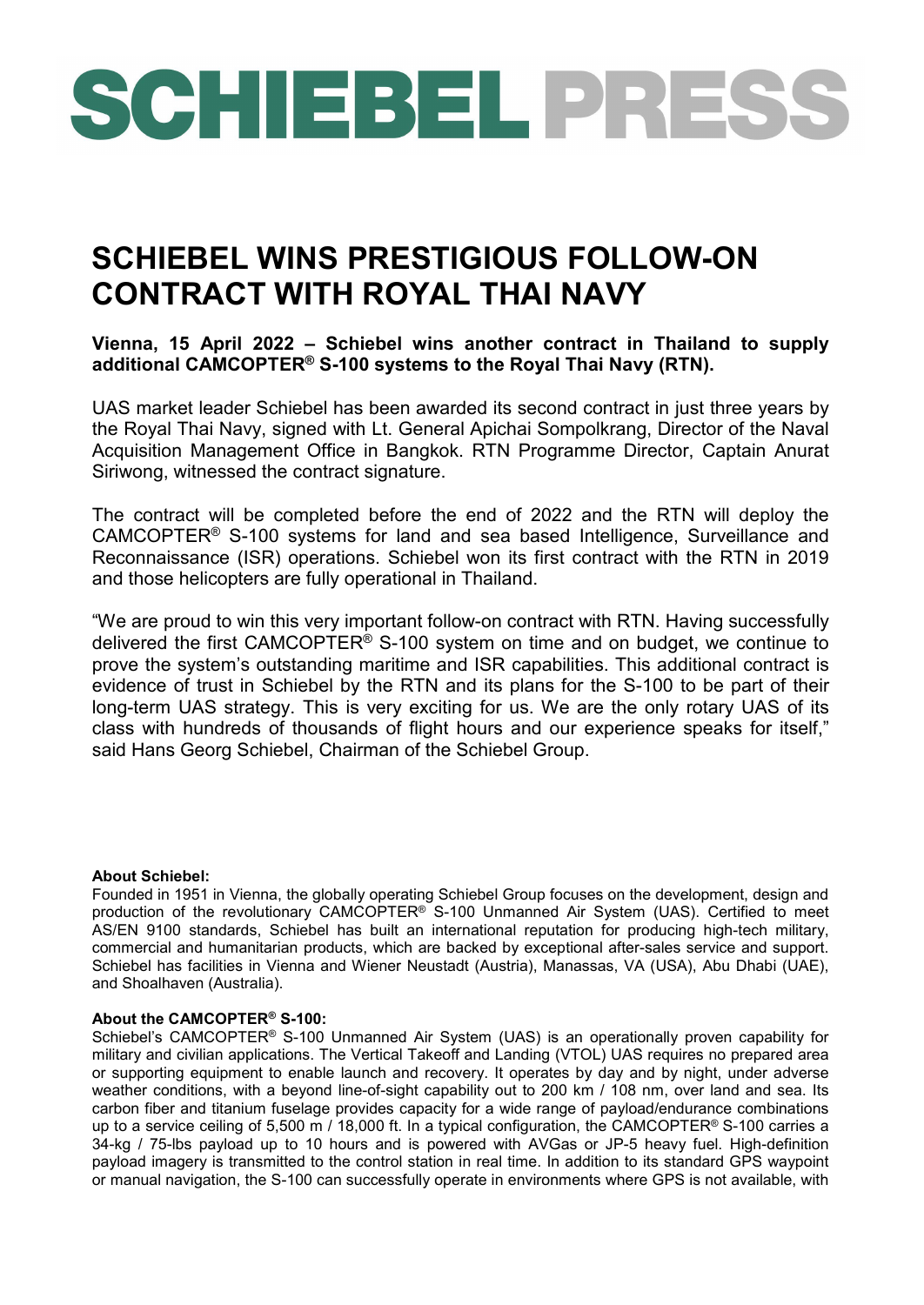# SCHIEBEL PRESS

## SCHIEBEL WINS PRESTIGIOUS FOLLOW-ON CONTRACT WITH ROYAL THAI NAVY

**Vienna, 15 April 2022 – Schiebel wins another contract in Thailand to supply additional CAMCOPTER® S-100 systems to the Royal Thai Navy (RTN).**

UAS market leader Schiebel has been awarded its second contract in just three years by the Royal Thai Navy, signed with Lt. General Apichai Sompolkrang, Director of the Naval Acquisition Management Office in Bangkok. RTN Programme Director, Captain Anurat Siriwong, witnessed the contract signature.

The contract will be completed before the end of 2022 and the RTN will deploy the CAMCOPTER® S-100 systems for land and sea based Intelligence, Surveillance and Reconnaissance (ISR) operations. Schiebel won its first contract with the RTN in 2019 and those helicopters are fully operational in Thailand.

"We are proud to win this very important follow-on contract with RTN. Having successfully delivered the first CAMCOPTER® S-100 system on time and on budget, we continue to prove the system's outstanding maritime and ISR capabilities. This additional contract is evidence of trust in Schiebel by the RTN and its plans for the S-100 to be part of their long-term UAS strategy. This is very exciting for us. We are the only rotary UAS of its class with hundreds of thousands of flight hours and our experience speaks for itself," said Hans Georg Schiebel, Chairman of the Schiebel Group.

**About Schiebel:**

Founded in 1951 in Vienna, the globally operating Schiebel Group focuses on the development, design and production of the revolutionary CAMCOPTER® S-100 Unmanned Air System (UAS). Certified to meet AS/EN 9100 standards, Schiebel has built an international reputation for producing high-tech military, commercial and humanitarian products, which are backed by exceptional after-sales service and support. Schiebel has facilities in Vienna and Wiener Neustadt (Austria), Manassas, VA (USA), Abu Dhabi (UAE), and Shoalhaven (Australia).

**About the CAMCOPTER® S-100:**

Schiebel's CAMCOPTER® S-100 Unmanned Air System (UAS) is an operationally proven capability for military and civilian applications. The Vertical Takeoff and Landing (VTOL) UAS requires no prepared area or supporting equipment to enable launch and recovery. It operates by day and by night, under adverse weather conditions, with a beyond line-of-sight capability out to 200 km / 108 nm, over land and sea. Its carbon fiber and titanium fuselage provides capacity for a wide range of payload/endurance combinations up to a service ceiling of 5,500 m / 18,000 ft. In a typical configuration, the CAMCOPTER® S-100 carries a 34-kg / 75-lbs payload up to 10 hours and is powered with AVGas or JP-5 heavy fuel. High-definition payload imagery is transmitted to the control station in real time. In addition to its standard GPS waypoint or manual navigation, the S-100 can successfully operate in environments where GPS is not available, with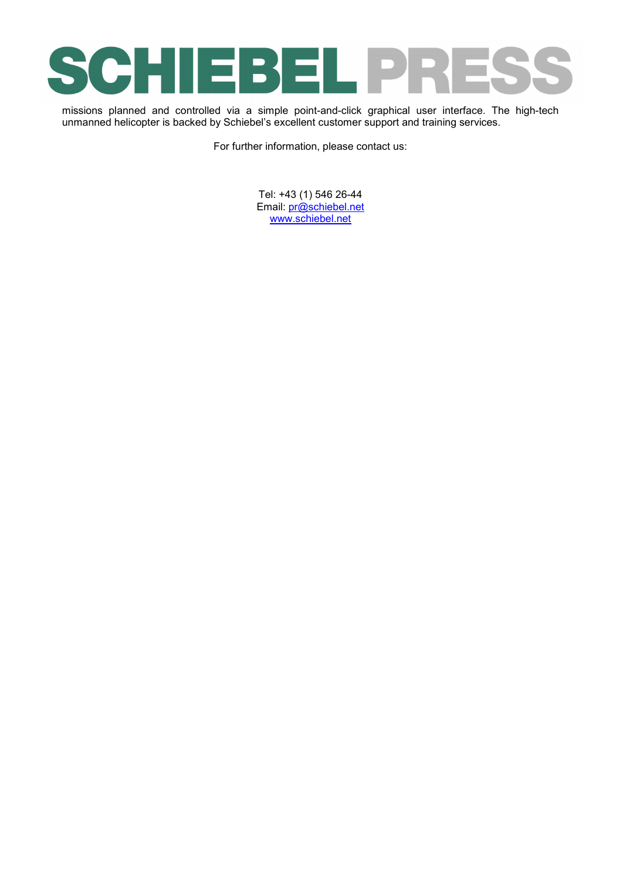missions planned and controlled via a simple point-and-click graphical user interface. The high-tech unmanned helicopter is backed by Schiebel's excellent customer support and training services.

For further information, please contact us:

Tel: +43 (1) 546 26-44
Email: pr@schiebel.net
www.schiebel.net